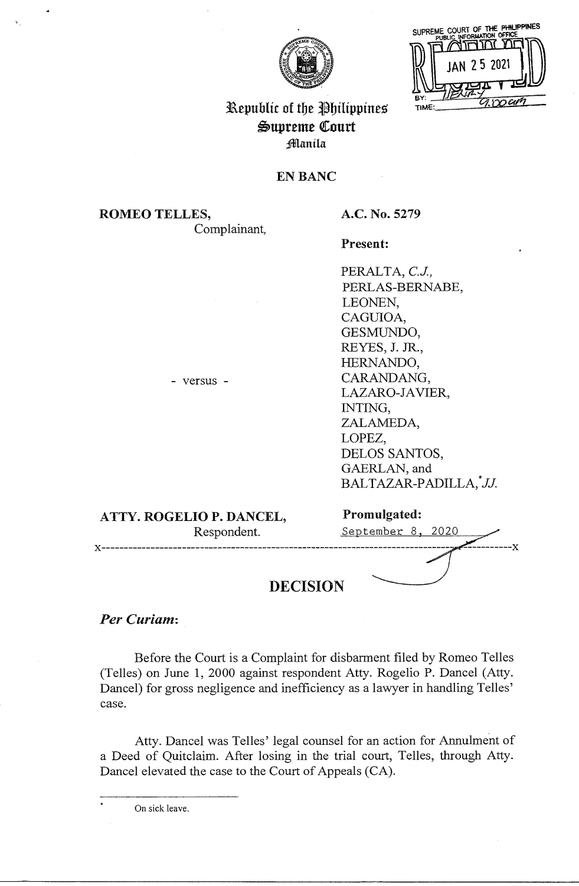Republic of the Philippines
Supreme Court
Manila

SUPREME COURT OF THE PHILIPPINES
PUBLIC INFORMATION OFFICE
RECEIVED
JAN 25 2021
BY:
TIME: 9:00 am

## EN BANC

**ROMEO TELLES,**
Complainant,

- versus -

**ATTY. ROGELIO P. DANCEL,**
Respondent.

**A.C. No. 5279**

**Present:**

PERALTA, *C.J.*,
PERLAS-BERNABE,
LEONEN,
CAGUIOA,
GESMUNDO,
REYES, J. JR.,
HERNANDO,
CARANDANG,
LAZARO-JAVIER,
INTING,
ZALAMEDA,
LOPEZ,
DELOS SANTOS,
GAERLAN, and
BALTAZAR-PADILLA,* *JJ.*

**Promulgated:**
September 8, 2020

x-----------------------------------------------------------------------------------x

# DECISION

***Per Curiam*:**

Before the Court is a Complaint for disbarment filed by Romeo Telles (Telles) on June 1, 2000 against respondent Atty. Rogelio P. Dancel (Atty. Dancel) for gross negligence and inefficiency as a lawyer in handling Telles' case.

Atty. Dancel was Telles' legal counsel for an action for Annulment of a Deed of Quitclaim. After losing in the trial court, Telles, through Atty. Dancel elevated the case to the Court of Appeals (CA).

---

\* On sick leave.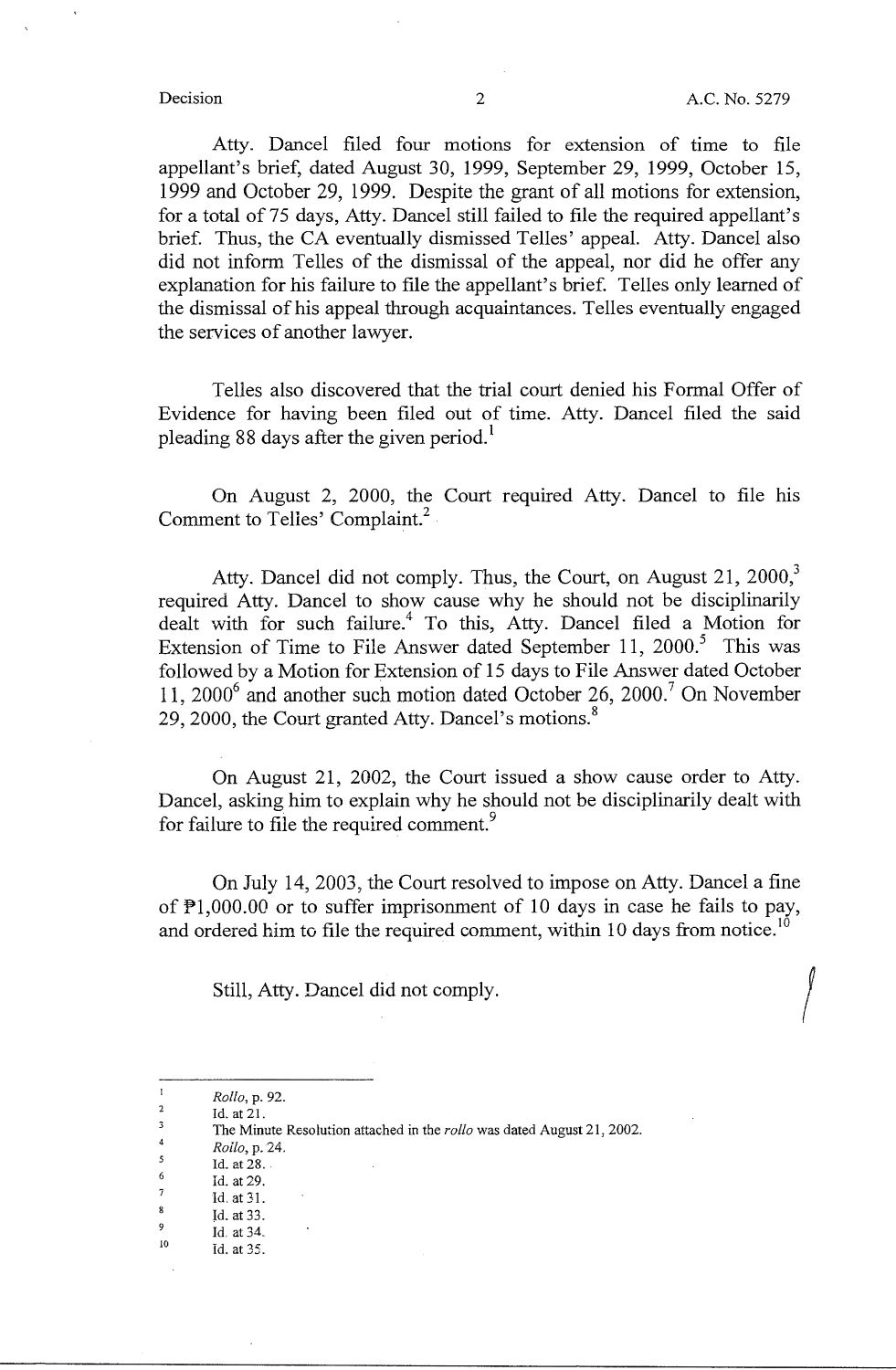Atty. Dancel filed four motions for extension of time to file appellant's brief, dated August 30, 1999, September 29, 1999, October 15, 1999 and October 29, 1999. Despite the grant of all motions for extension, for a total of 75 days, Atty. Dancel still failed to file the required appellant's brief. Thus, the CA eventually dismissed Telles' appeal. Atty. Dancel also did not inform Telles of the dismissal of the appeal, nor did he offer any explanation for his failure to file the appellant's brief. Telles only learned of the dismissal of his appeal through acquaintances. Telles eventually engaged the services of another lawyer.

Telles also discovered that the trial court denied his Formal Offer of Evidence for having been filed out of time. Atty. Dancel filed the said pleading 88 days after the given period.[1]

On August 2, 2000, the Court required Atty. Dancel to file his Comment to Telles' Complaint.[2]

Atty. Dancel did not comply. Thus, the Court, on August 21, 2000,[3] required Atty. Dancel to show cause why he should not be disciplinarily dealt with for such failure.[4] To this, Atty. Dancel filed a Motion for Extension of Time to File Answer dated September 11, 2000.[5] This was followed by a Motion for Extension of 15 days to File Answer dated October 11, 2000[6] and another such motion dated October 26, 2000.[7] On November 29, 2000, the Court granted Atty. Dancel's motions.[8]

On August 21, 2002, the Court issued a show cause order to Atty. Dancel, asking him to explain why he should not be disciplinarily dealt with for failure to file the required comment.[9]

On July 14, 2003, the Court resolved to impose on Atty. Dancel a fine of ₱1,000.00 or to suffer imprisonment of 10 days in case he fails to pay, and ordered him to file the required comment, within 10 days from notice.[10]

Still, Atty. Dancel did not comply.

---

[1] *Rollo*, p. 92.

[2] Id. at 21.

[3] The Minute Resolution attached in the *rollo* was dated August 21, 2002.

[4] *Rollo*, p. 24.

[5] Id. at 28.

[6] Id. at 29.

[7] Id. at 31.

[8] Id. at 33.

[9] Id. at 34.

[10] Id. at 35.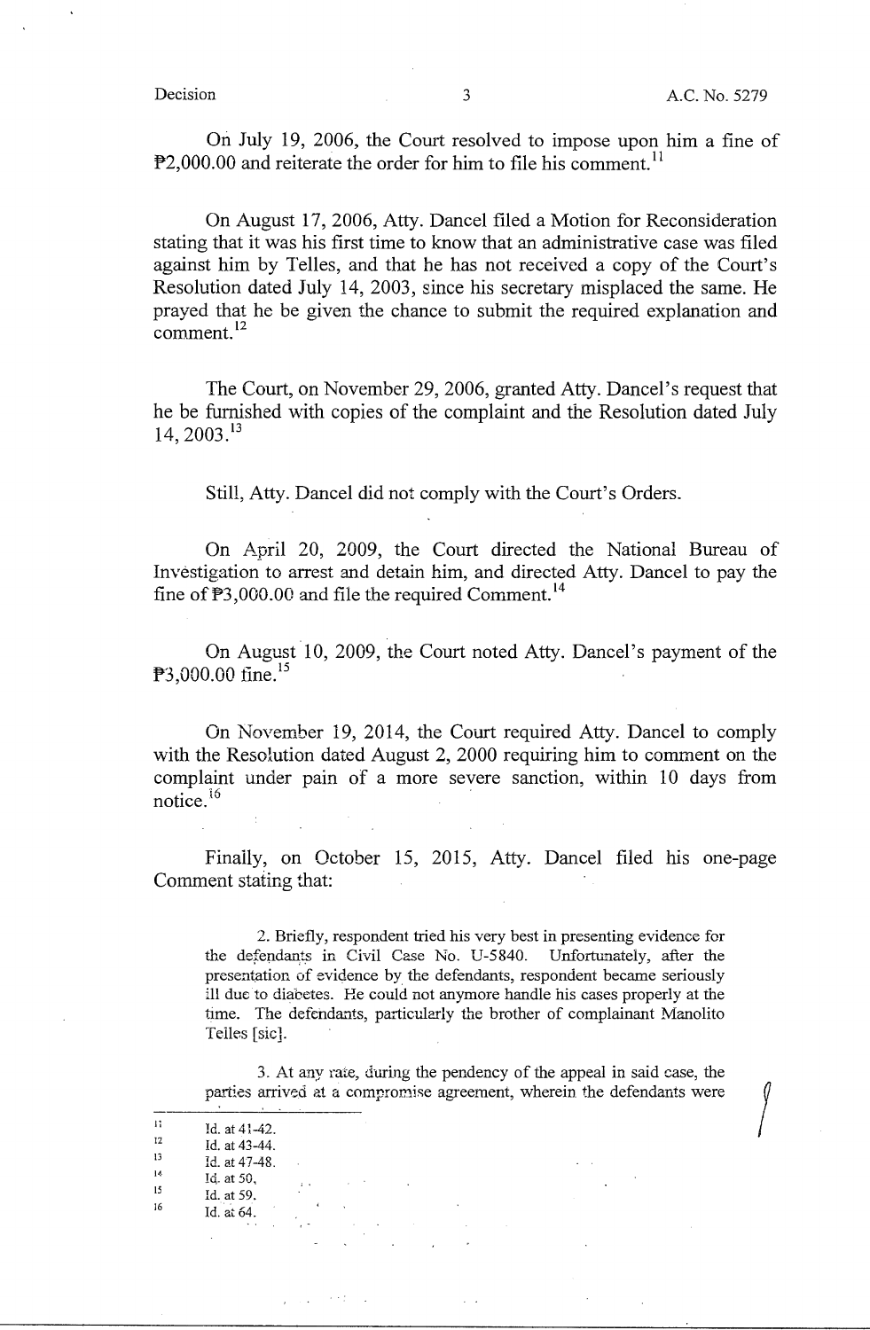On July 19, 2006, the Court resolved to impose upon him a fine of ₱2,000.00 and reiterate the order for him to file his comment.[11]

On August 17, 2006, Atty. Dancel filed a Motion for Reconsideration stating that it was his first time to know that an administrative case was filed against him by Telles, and that he has not received a copy of the Court's Resolution dated July 14, 2003, since his secretary misplaced the same. He prayed that he be given the chance to submit the required explanation and comment.[12]

The Court, on November 29, 2006, granted Atty. Dancel's request that he be furnished with copies of the complaint and the Resolution dated July 14, 2003.[13]

Still, Atty. Dancel did not comply with the Court's Orders.

On April 20, 2009, the Court directed the National Bureau of Investigation to arrest and detain him, and directed Atty. Dancel to pay the fine of ₱3,000.00 and file the required Comment.[14]

On August 10, 2009, the Court noted Atty. Dancel's payment of the ₱3,000.00 fine.[15]

On November 19, 2014, the Court required Atty. Dancel to comply with the Resolution dated August 2, 2000 requiring him to comment on the complaint under pain of a more severe sanction, within 10 days from notice.[16]

Finally, on October 15, 2015, Atty. Dancel filed his one-page Comment stating that:

> 2. Briefly, respondent tried his very best in presenting evidence for the defendants in Civil Case No. U-5840. Unfortunately, after the presentation of evidence by the defendants, respondent became seriously ill due to diabetes. He could not anymore handle his cases properly at the time. The defendants, particularly the brother of complainant Manolito Telles [sic].
>
> 3. At any rate, during the pendency of the appeal in said case, the parties arrived at a compromise agreement, wherein the defendants were

---

[11] Id. at 41-42.
[12] Id. at 43-44.
[13] Id. at 47-48.
[14] Id. at 50.
[15] Id. at 59.
[16] Id. at 64.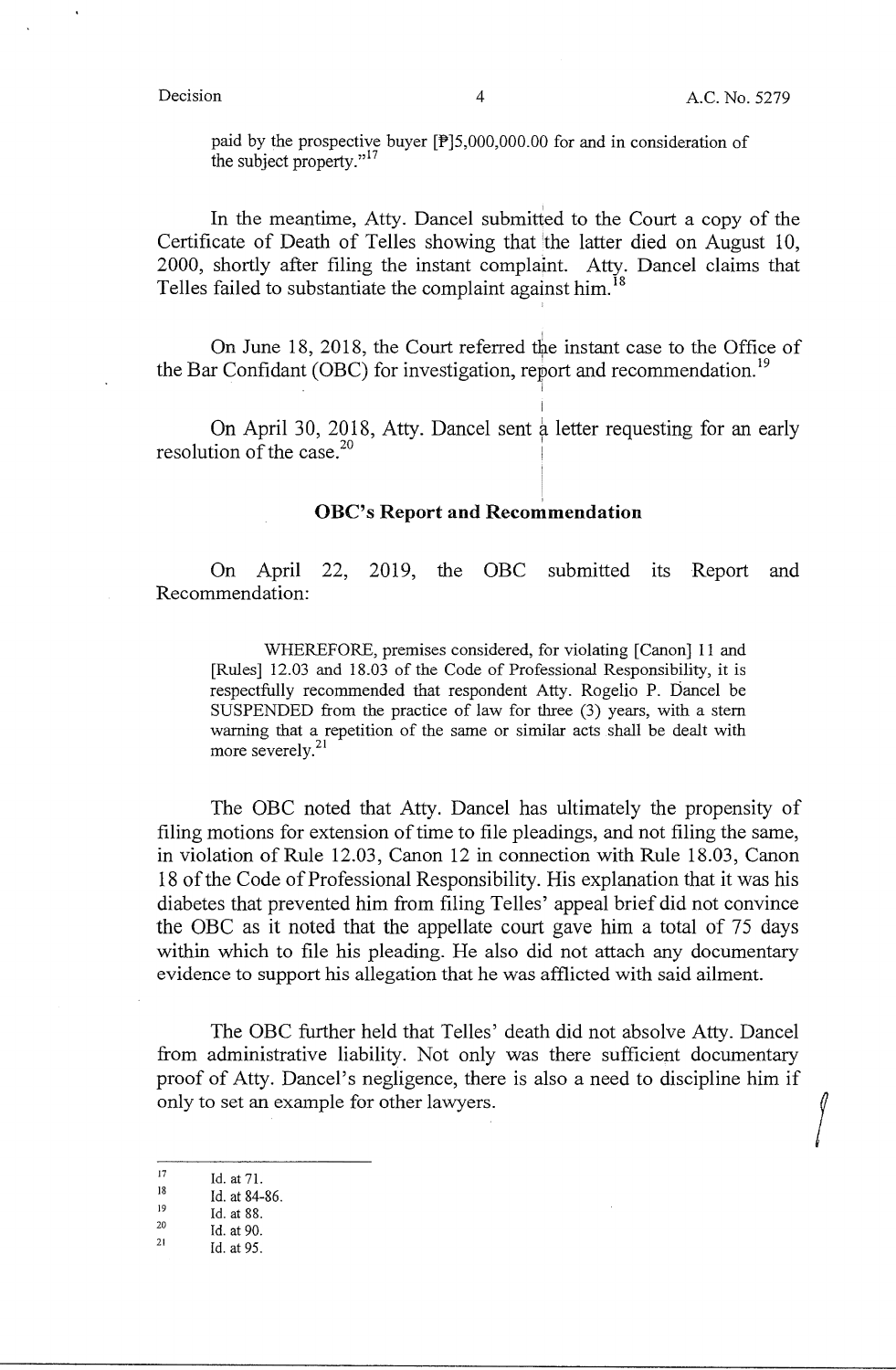paid by the prospective buyer [₱]5,000,000.00 for and in consideration of the subject property."[17]

In the meantime, Atty. Dancel submitted to the Court a copy of the Certificate of Death of Telles showing that the latter died on August 10, 2000, shortly after filing the instant complaint. Atty. Dancel claims that Telles failed to substantiate the complaint against him.[18]

On June 18, 2018, the Court referred the instant case to the Office of the Bar Confidant (OBC) for investigation, report and recommendation.[19]

On April 30, 2018, Atty. Dancel sent a letter requesting for an early resolution of the case.[20]

## OBC's Report and Recommendation

On April 22, 2019, the OBC submitted its Report and Recommendation:

> WHEREFORE, premises considered, for violating [Canon] 11 and [Rules] 12.03 and 18.03 of the Code of Professional Responsibility, it is respectfully recommended that respondent Atty. Rogelio P. Dancel be SUSPENDED from the practice of law for three (3) years, with a stern warning that a repetition of the same or similar acts shall be dealt with more severely.[21]

The OBC noted that Atty. Dancel has ultimately the propensity of filing motions for extension of time to file pleadings, and not filing the same, in violation of Rule 12.03, Canon 12 in connection with Rule 18.03, Canon 18 of the Code of Professional Responsibility. His explanation that it was his diabetes that prevented him from filing Telles' appeal brief did not convince the OBC as it noted that the appellate court gave him a total of 75 days within which to file his pleading. He also did not attach any documentary evidence to support his allegation that he was afflicted with said ailment.

The OBC further held that Telles' death did not absolve Atty. Dancel from administrative liability. Not only was there sufficient documentary proof of Atty. Dancel's negligence, there is also a need to discipline him if only to set an example for other lawyers.

---

[17] Id. at 71.
[18] Id. at 84-86.
[19] Id. at 88.
[20] Id. at 90.
[21] Id. at 95.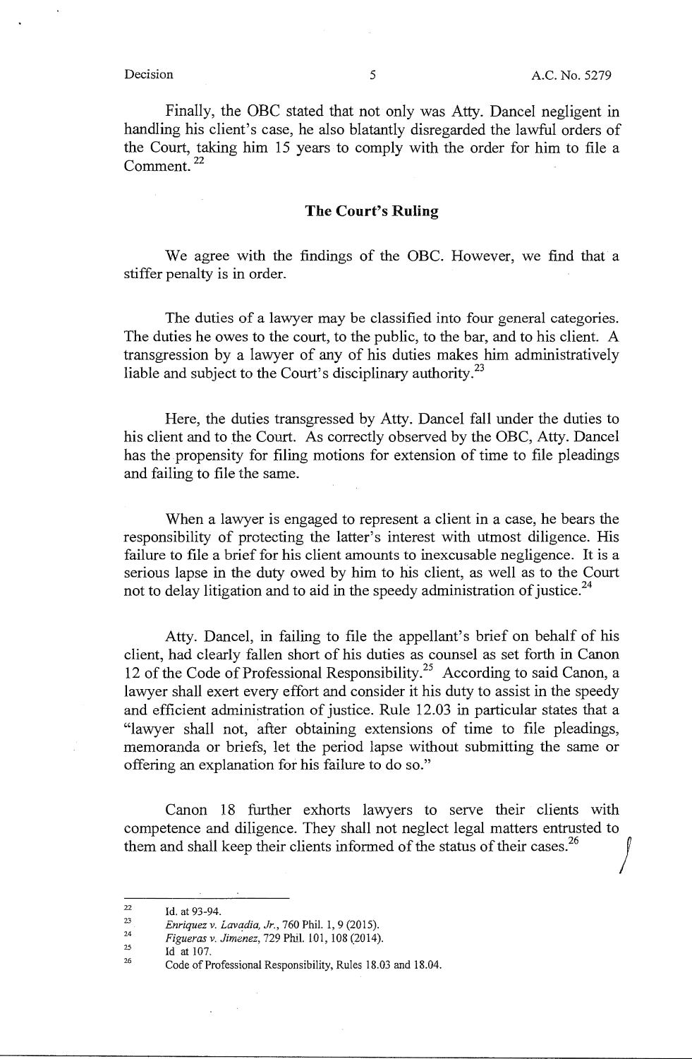Finally, the OBC stated that not only was Atty. Dancel negligent in handling his client's case, he also blatantly disregarded the lawful orders of the Court, taking him 15 years to comply with the order for him to file a Comment.[22]

## The Court's Ruling

We agree with the findings of the OBC. However, we find that a stiffer penalty is in order.

The duties of a lawyer may be classified into four general categories. The duties he owes to the court, to the public, to the bar, and to his client. A transgression by a lawyer of any of his duties makes him administratively liable and subject to the Court's disciplinary authority.[23]

Here, the duties transgressed by Atty. Dancel fall under the duties to his client and to the Court. As correctly observed by the OBC, Atty. Dancel has the propensity for filing motions for extension of time to file pleadings and failing to file the same.

When a lawyer is engaged to represent a client in a case, he bears the responsibility of protecting the latter's interest with utmost diligence. His failure to file a brief for his client amounts to inexcusable negligence. It is a serious lapse in the duty owed by him to his client, as well as to the Court not to delay litigation and to aid in the speedy administration of justice.[24]

Atty. Dancel, in failing to file the appellant's brief on behalf of his client, had clearly fallen short of his duties as counsel as set forth in Canon 12 of the Code of Professional Responsibility.[25] According to said Canon, a lawyer shall exert every effort and consider it his duty to assist in the speedy and efficient administration of justice. Rule 12.03 in particular states that a "lawyer shall not, after obtaining extensions of time to file pleadings, memoranda or briefs, let the period lapse without submitting the same or offering an explanation for his failure to do so."

Canon 18 further exhorts lawyers to serve their clients with competence and diligence. They shall not neglect legal matters entrusted to them and shall keep their clients informed of the status of their cases.[26]

---

[22] Id. at 93-94.

[23] *Enriquez v. Lavadia, Jr.*, 760 Phil. 1, 9 (2015).

[24] *Figueras v. Jimenez*, 729 Phil. 101, 108 (2014).

[25] Id at 107.

[26] Code of Professional Responsibility, Rules 18.03 and 18.04.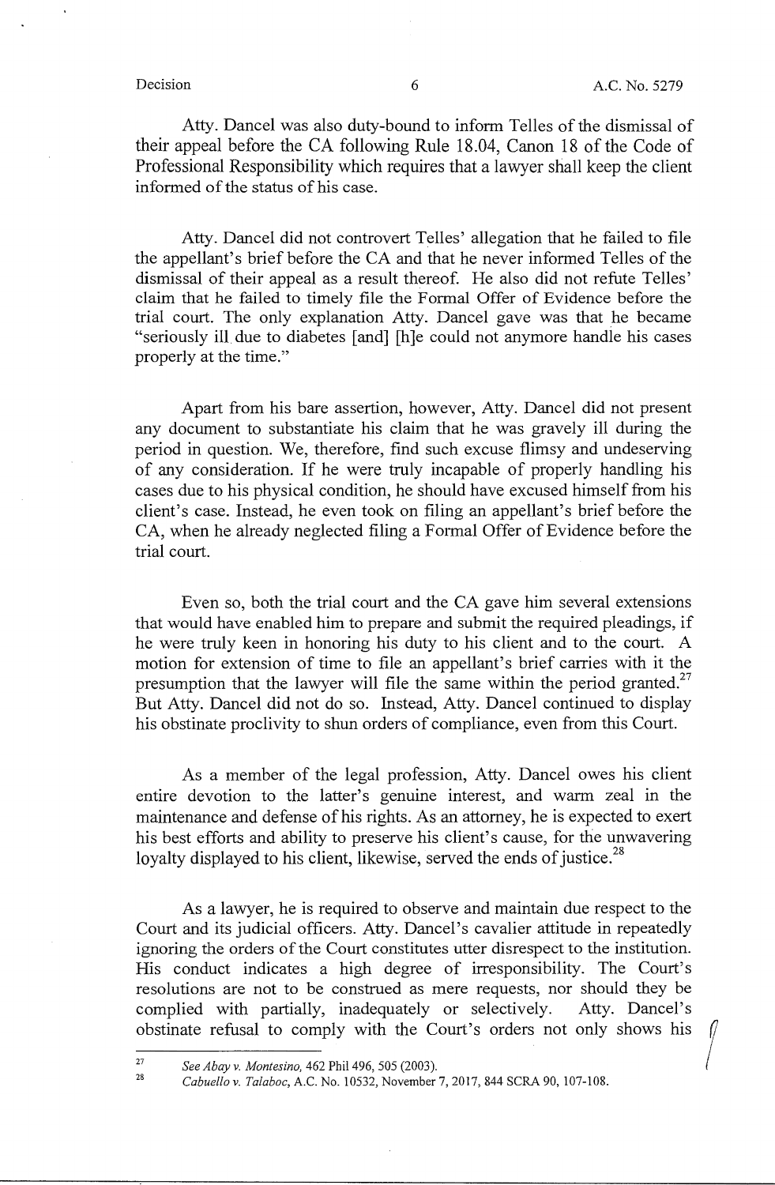Atty. Dancel was also duty-bound to inform Telles of the dismissal of their appeal before the CA following Rule 18.04, Canon 18 of the Code of Professional Responsibility which requires that a lawyer shall keep the client informed of the status of his case.

Atty. Dancel did not controvert Telles' allegation that he failed to file the appellant's brief before the CA and that he never informed Telles of the dismissal of their appeal as a result thereof. He also did not refute Telles' claim that he failed to timely file the Formal Offer of Evidence before the trial court. The only explanation Atty. Dancel gave was that he became "seriously ill due to diabetes [and] [h]e could not anymore handle his cases properly at the time."

Apart from his bare assertion, however, Atty. Dancel did not present any document to substantiate his claim that he was gravely ill during the period in question. We, therefore, find such excuse flimsy and undeserving of any consideration. If he were truly incapable of properly handling his cases due to his physical condition, he should have excused himself from his client's case. Instead, he even took on filing an appellant's brief before the CA, when he already neglected filing a Formal Offer of Evidence before the trial court.

Even so, both the trial court and the CA gave him several extensions that would have enabled him to prepare and submit the required pleadings, if he were truly keen in honoring his duty to his client and to the court. A motion for extension of time to file an appellant's brief carries with it the presumption that the lawyer will file the same within the period granted.[27] But Atty. Dancel did not do so. Instead, Atty. Dancel continued to display his obstinate proclivity to shun orders of compliance, even from this Court.

As a member of the legal profession, Atty. Dancel owes his client entire devotion to the latter's genuine interest, and warm zeal in the maintenance and defense of his rights. As an attorney, he is expected to exert his best efforts and ability to preserve his client's cause, for the unwavering loyalty displayed to his client, likewise, served the ends of justice.[28]

As a lawyer, he is required to observe and maintain due respect to the Court and its judicial officers. Atty. Dancel's cavalier attitude in repeatedly ignoring the orders of the Court constitutes utter disrespect to the institution. His conduct indicates a high degree of irresponsibility. The Court's resolutions are not to be construed as mere requests, nor should they be complied with partially, inadequately or selectively. Atty. Dancel's obstinate refusal to comply with the Court's orders not only shows his

---

[27] *See Abay v. Montesino*, 462 Phil 496, 505 (2003).

[28] *Cabuello v. Talaboc*, A.C. No. 10532, November 7, 2017, 844 SCRA 90, 107-108.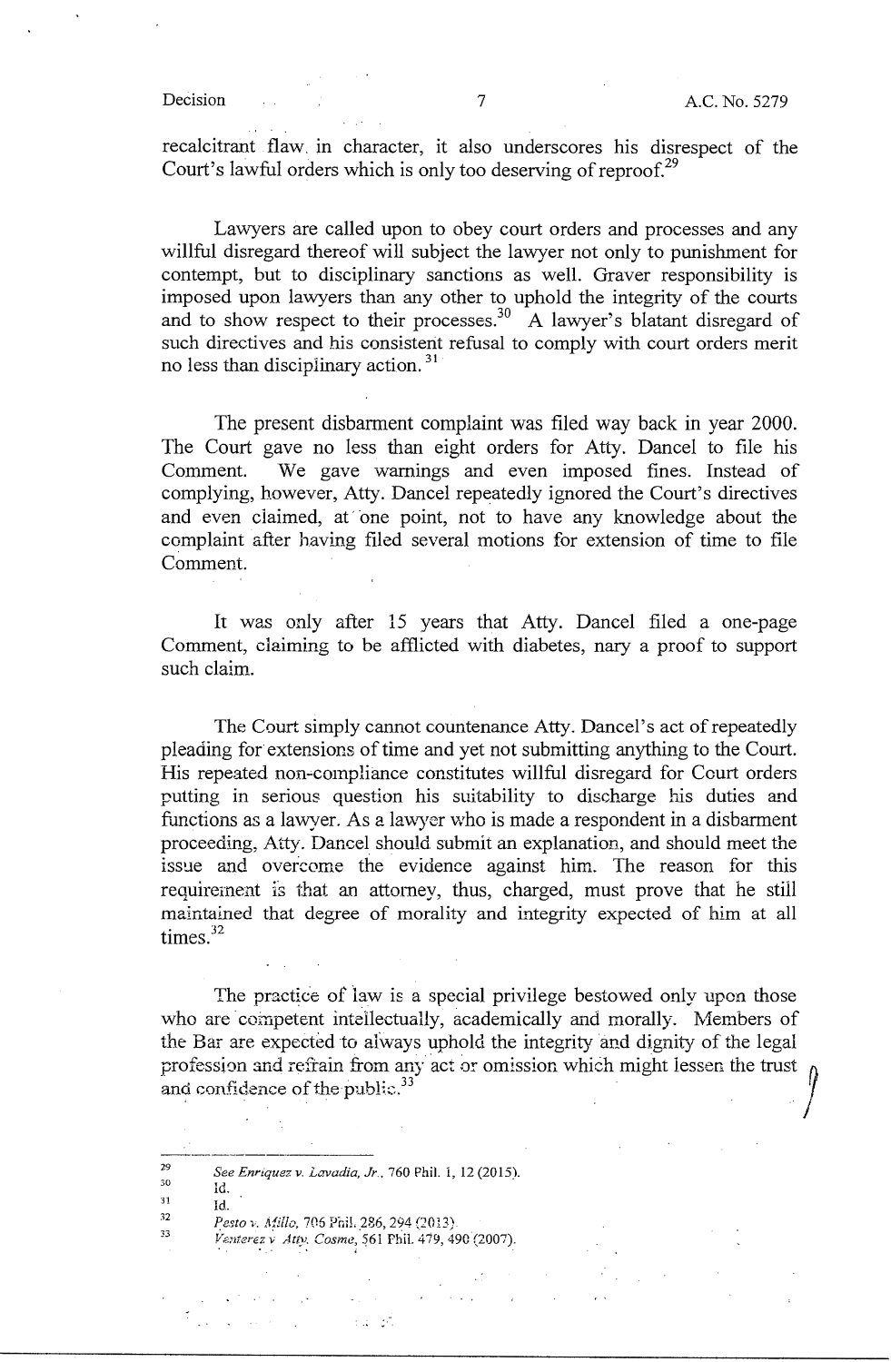recalcitrant flaw in character, it also underscores his disrespect of the Court's lawful orders which is only too deserving of reproof.[29]

Lawyers are called upon to obey court orders and processes and any willful disregard thereof will subject the lawyer not only to punishment for contempt, but to disciplinary sanctions as well. Graver responsibility is imposed upon lawyers than any other to uphold the integrity of the courts and to show respect to their processes.[30] A lawyer's blatant disregard of such directives and his consistent refusal to comply with court orders merit no less than disciplinary action.[31]

The present disbarment complaint was filed way back in year 2000. The Court gave no less than eight orders for Atty. Dancel to file his Comment. We gave warnings and even imposed fines. Instead of complying, however, Atty. Dancel repeatedly ignored the Court's directives and even claimed, at one point, not to have any knowledge about the complaint after having filed several motions for extension of time to file Comment.

It was only after 15 years that Atty. Dancel filed a one-page Comment, claiming to be afflicted with diabetes, nary a proof to support such claim.

The Court simply cannot countenance Atty. Dancel's act of repeatedly pleading for extensions of time and yet not submitting anything to the Court. His repeated non-compliance constitutes willful disregard for Court orders putting in serious question his suitability to discharge his duties and functions as a lawyer. As a lawyer who is made a respondent in a disbarment proceeding, Atty. Dancel should submit an explanation, and should meet the issue and overcome the evidence against him. The reason for this requirement is that an attorney, thus, charged, must prove that he still maintained that degree of morality and integrity expected of him at all times.[32]

The practice of law is a special privilege bestowed only upon those who are competent intellectually, academically and morally. Members of the Bar are expected to always uphold the integrity and dignity of the legal profession and refrain from any act or omission which might lessen the trust and confidence of the public.[33]

---

[29] *See Enriquez v. Lavadia, Jr.*, 760 Phil. 1, 12 (2015).

[30] Id.

[31] Id.

[32] *Pesto v. Millo*, 706 Phil. 286, 294 (2013).

[33] *Venterez v. Atty. Cosme*, 561 Phil. 479, 490 (2007).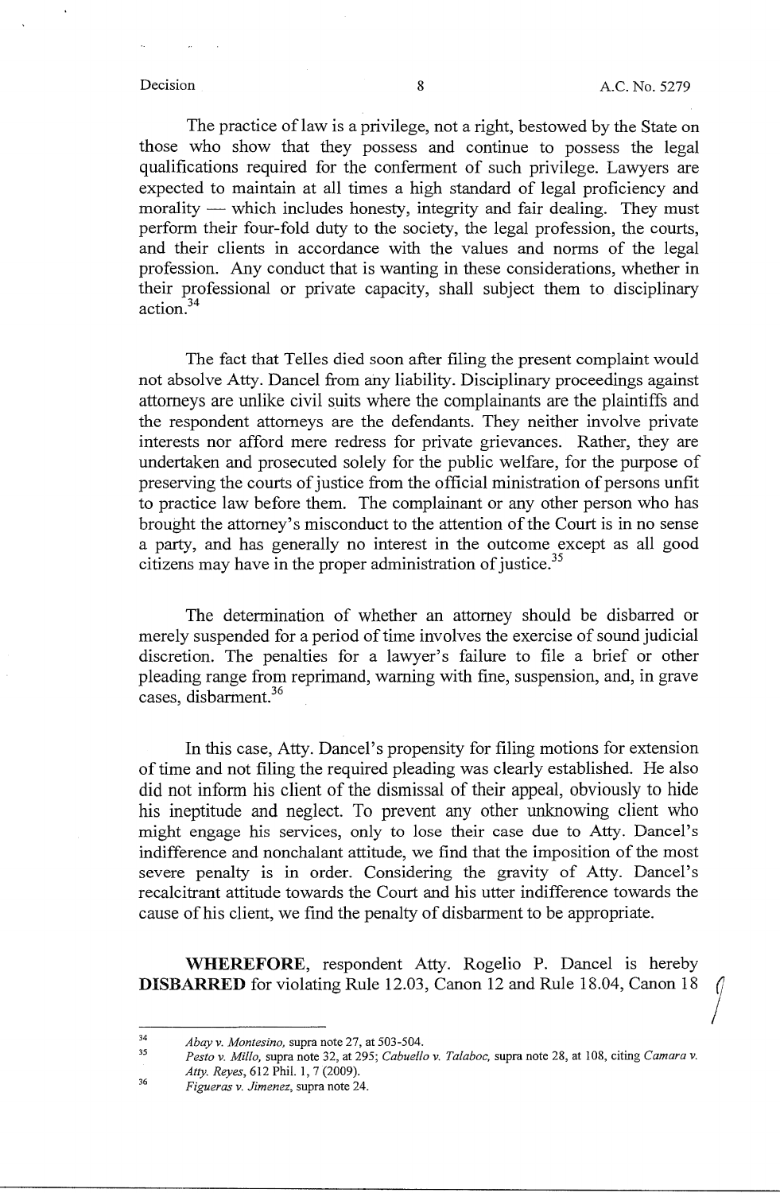The practice of law is a privilege, not a right, bestowed by the State on those who show that they possess and continue to possess the legal qualifications required for the conferment of such privilege. Lawyers are expected to maintain at all times a high standard of legal proficiency and morality — which includes honesty, integrity and fair dealing. They must perform their four-fold duty to the society, the legal profession, the courts, and their clients in accordance with the values and norms of the legal profession. Any conduct that is wanting in these considerations, whether in their professional or private capacity, shall subject them to disciplinary action.[34]

The fact that Telles died soon after filing the present complaint would not absolve Atty. Dancel from any liability. Disciplinary proceedings against attorneys are unlike civil suits where the complainants are the plaintiffs and the respondent attorneys are the defendants. They neither involve private interests nor afford mere redress for private grievances. Rather, they are undertaken and prosecuted solely for the public welfare, for the purpose of preserving the courts of justice from the official ministration of persons unfit to practice law before them. The complainant or any other person who has brought the attorney's misconduct to the attention of the Court is in no sense a party, and has generally no interest in the outcome except as all good citizens may have in the proper administration of justice.[35]

The determination of whether an attorney should be disbarred or merely suspended for a period of time involves the exercise of sound judicial discretion. The penalties for a lawyer's failure to file a brief or other pleading range from reprimand, warning with fine, suspension, and, in grave cases, disbarment.[36]

In this case, Atty. Dancel's propensity for filing motions for extension of time and not filing the required pleading was clearly established. He also did not inform his client of the dismissal of their appeal, obviously to hide his ineptitude and neglect. To prevent any other unknowing client who might engage his services, only to lose their case due to Atty. Dancel's indifference and nonchalant attitude, we find that the imposition of the most severe penalty is in order. Considering the gravity of Atty. Dancel's recalcitrant attitude towards the Court and his utter indifference towards the cause of his client, we find the penalty of disbarment to be appropriate.

**WHEREFORE**, respondent Atty. Rogelio P. Dancel is hereby **DISBARRED** for violating Rule 12.03, Canon 12 and Rule 18.04, Canon 18

---

[34] *Abay v. Montesino*, supra note 27, at 503-504.

[35] *Pesto v. Millo*, supra note 32, at 295; *Cabuello v. Talaboc*, supra note 28, at 108, citing *Camara v. Atty. Reyes*, 612 Phil. 1, 7 (2009).

[36] *Figueras v. Jimenez*, supra note 24.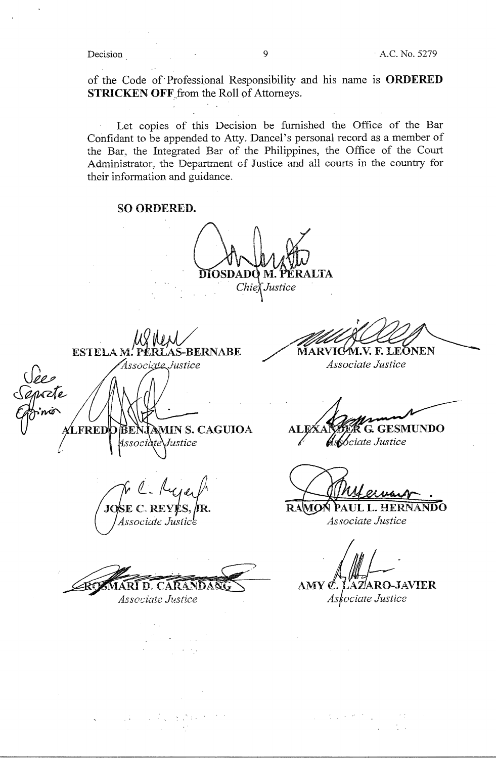of the Code of Professional Responsibility and his name is **ORDERED STRICKEN OFF** from the Roll of Attorneys.

Let copies of this Decision be furnished the Office of the Bar Confidant to be appended to Atty. Dancel's personal record as a member of the Bar, the Integrated Bar of the Philippines, the Office of the Court Administrator, the Department of Justice and all courts in the country for their information and guidance.

**SO ORDERED.**

DIOSDADO M. PERALTA
*Chief Justice*

ESTELA M. PERLAS-BERNABE
*Associate Justice*

MARVIC M.V. F. LEONEN
*Associate Justice*

See Separate Opinion

ALFREDO BENJAMIN S. CAGUIOA
*Associate Justice*

ALEXANDER G. GESMUNDO
*Associate Justice*

JOSE C. REYES, JR.
*Associate Justice*

RAMON PAUL L. HERNANDO
*Associate Justice*

ROSMARI D. CARANDANG
*Associate Justice*

AMY C. LAZARO-JAVIER
*Associate Justice*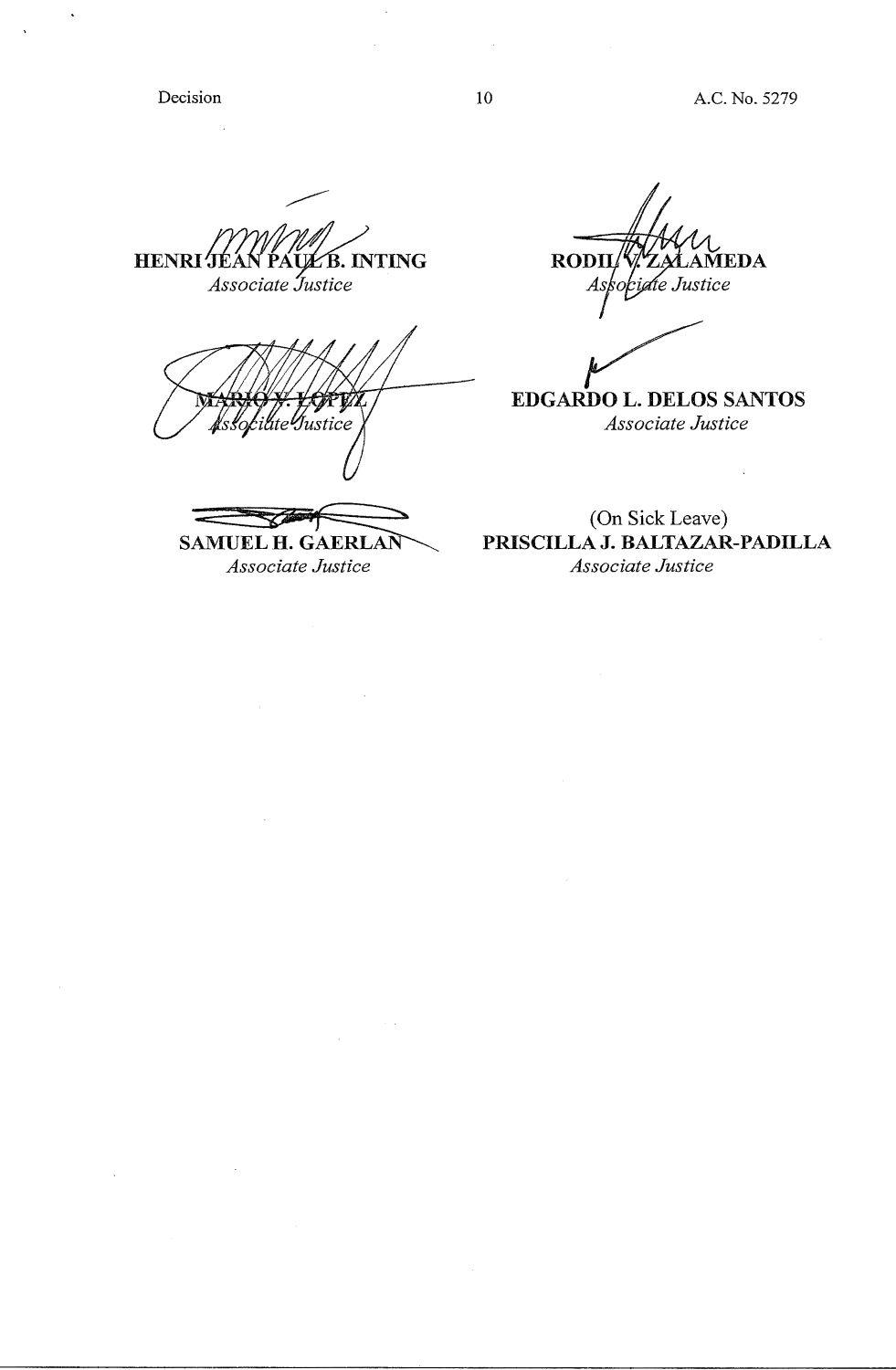**HENRI JEAN PAUL B. INTING**
*Associate Justice*

**RODIL V. ZALAMEDA**
*Associate Justice*

**MARIO V. LOPEZ**
*Associate Justice*

**EDGARDO L. DELOS SANTOS**
*Associate Justice*

**SAMUEL H. GAERLAN**
*Associate Justice*

(On Sick Leave)
**PRISCILLA J. BALTAZAR-PADILLA**
*Associate Justice*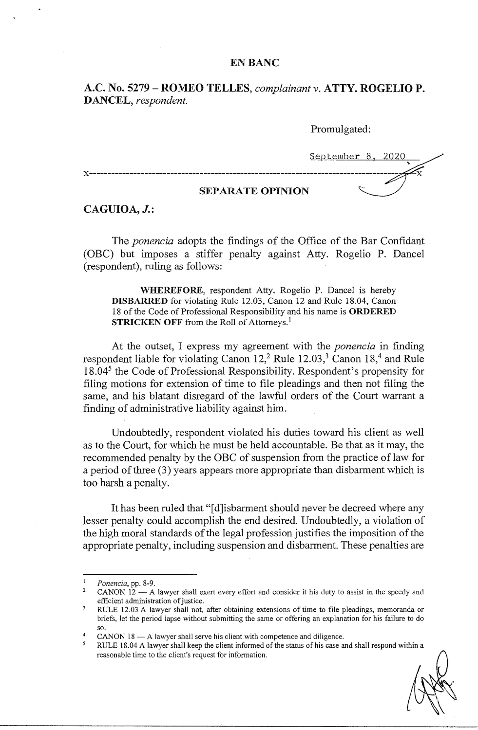**EN BANC**

**A.C. No. 5279 – ROMEO TELLES,** *complainant v.* **ATTY. ROGELIO P. DANCEL,** *respondent.*

Promulgated:

September 8, 2020

x-----------------------------------------------------------------------------------------x

**SEPARATE OPINION**

**CAGUIOA, *J.*:**

The *ponencia* adopts the findings of the Office of the Bar Confidant (OBC) but imposes a stiffer penalty against Atty. Rogelio P. Dancel (respondent), ruling as follows:

> **WHEREFORE**, respondent Atty. Rogelio P. Dancel is hereby **DISBARRED** for violating Rule 12.03, Canon 12 and Rule 18.04, Canon 18 of the Code of Professional Responsibility and his name is **ORDERED STRICKEN OFF** from the Roll of Attorneys.[1]

At the outset, I express my agreement with the *ponencia* in finding respondent liable for violating Canon 12,[2] Rule 12.03,[3] Canon 18,[4] and Rule 18.04[5] the Code of Professional Responsibility. Respondent's propensity for filing motions for extension of time to file pleadings and then not filing the same, and his blatant disregard of the lawful orders of the Court warrant a finding of administrative liability against him.

Undoubtedly, respondent violated his duties toward his client as well as to the Court, for which he must be held accountable. Be that as it may, the recommended penalty by the OBC of suspension from the practice of law for a period of three (3) years appears more appropriate than disbarment which is too harsh a penalty.

It has been ruled that "[d]isbarment should never be decreed where any lesser penalty could accomplish the end desired. Undoubtedly, a violation of the high moral standards of the legal profession justifies the imposition of the appropriate penalty, including suspension and disbarment. These penalties are

---

1 *Ponencia*, pp. 8-9.

2 CANON 12 — A lawyer shall exert every effort and consider it his duty to assist in the speedy and efficient administration of justice.

3 RULE 12.03 A lawyer shall not, after obtaining extensions of time to file pleadings, memoranda or briefs, let the period lapse without submitting the same or offering an explanation for his failure to do so.

4 CANON 18 — A lawyer shall serve his client with competence and diligence.

5 RULE 18.04 A lawyer shall keep the client informed of the status of his case and shall respond within a reasonable time to the client's request for information.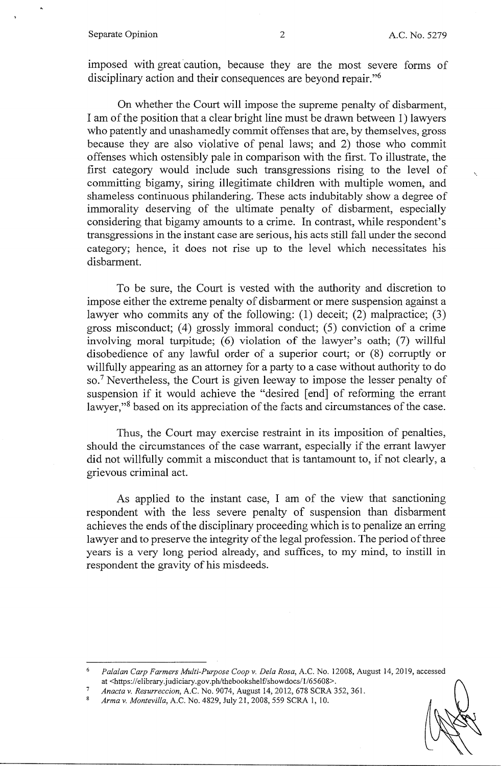imposed with great caution, because they are the most severe forms of disciplinary action and their consequences are beyond repair."[6]

On whether the Court will impose the supreme penalty of disbarment, I am of the position that a clear bright line must be drawn between 1) lawyers who patently and unashamedly commit offenses that are, by themselves, gross because they are also violative of penal laws; and 2) those who commit offenses which ostensibly pale in comparison with the first. To illustrate, the first category would include such transgressions rising to the level of committing bigamy, siring illegitimate children with multiple women, and shameless continuous philandering. These acts indubitably show a degree of immorality deserving of the ultimate penalty of disbarment, especially considering that bigamy amounts to a crime. In contrast, while respondent's transgressions in the instant case are serious, his acts still fall under the second category; hence, it does not rise up to the level which necessitates his disbarment.

To be sure, the Court is vested with the authority and discretion to impose either the extreme penalty of disbarment or mere suspension against a lawyer who commits any of the following: (1) deceit; (2) malpractice; (3) gross misconduct; (4) grossly immoral conduct; (5) conviction of a crime involving moral turpitude; (6) violation of the lawyer's oath; (7) willful disobedience of any lawful order of a superior court; or (8) corruptly or willfully appearing as an attorney for a party to a case without authority to do so.[7] Nevertheless, the Court is given leeway to impose the lesser penalty of suspension if it would achieve the "desired [end] of reforming the errant lawyer,"[8] based on its appreciation of the facts and circumstances of the case.

Thus, the Court may exercise restraint in its imposition of penalties, should the circumstances of the case warrant, especially if the errant lawyer did not willfully commit a misconduct that is tantamount to, if not clearly, a grievous criminal act.

As applied to the instant case, I am of the view that sanctioning respondent with the less severe penalty of suspension than disbarment achieves the ends of the disciplinary proceeding which is to penalize an erring lawyer and to preserve the integrity of the legal profession. The period of three years is a very long period already, and suffices, to my mind, to instill in respondent the gravity of his misdeeds.

---

[6] *Palalan Carp Farmers Multi-Purpose Coop v. Dela Rosa*, A.C. No. 12008, August 14, 2019, accessed at <https://elibrary.judiciary.gov.ph/thebookshelf/showdocs/1/65608>.

[7] *Anacta v. Resurreccion*, A.C. No. 9074, August 14, 2012, 678 SCRA 352, 361.

[8] *Arma v. Montevilla*, A.C. No. 4829, July 21, 2008, 559 SCRA 1, 10.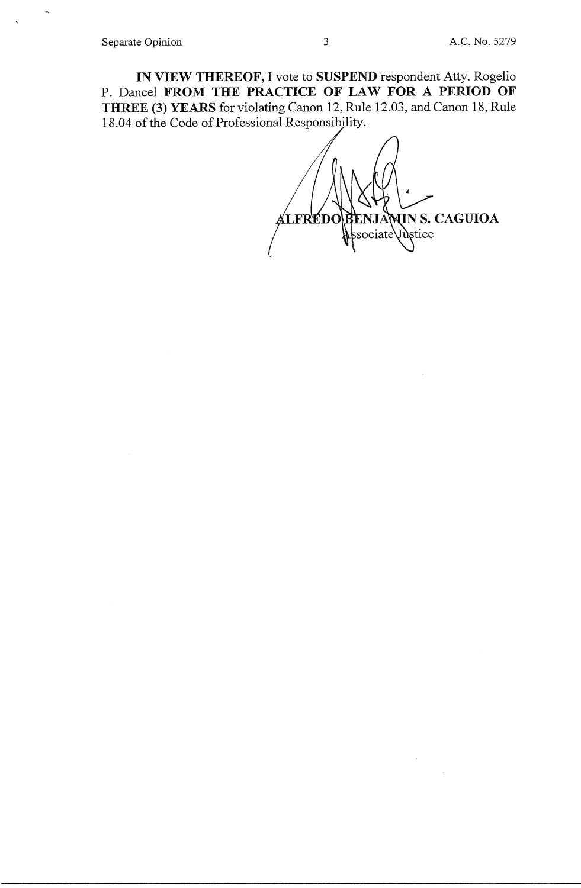**IN VIEW THEREOF,** I vote to **SUSPEND** respondent Atty. Rogelio P. Dancel **FROM THE PRACTICE OF LAW FOR A PERIOD OF THREE (3) YEARS** for violating Canon 12, Rule 12.03, and Canon 18, Rule 18.04 of the Code of Professional Responsibility.

**ALFREDO BENJAMIN S. CAGUIOA**
Associate Justice